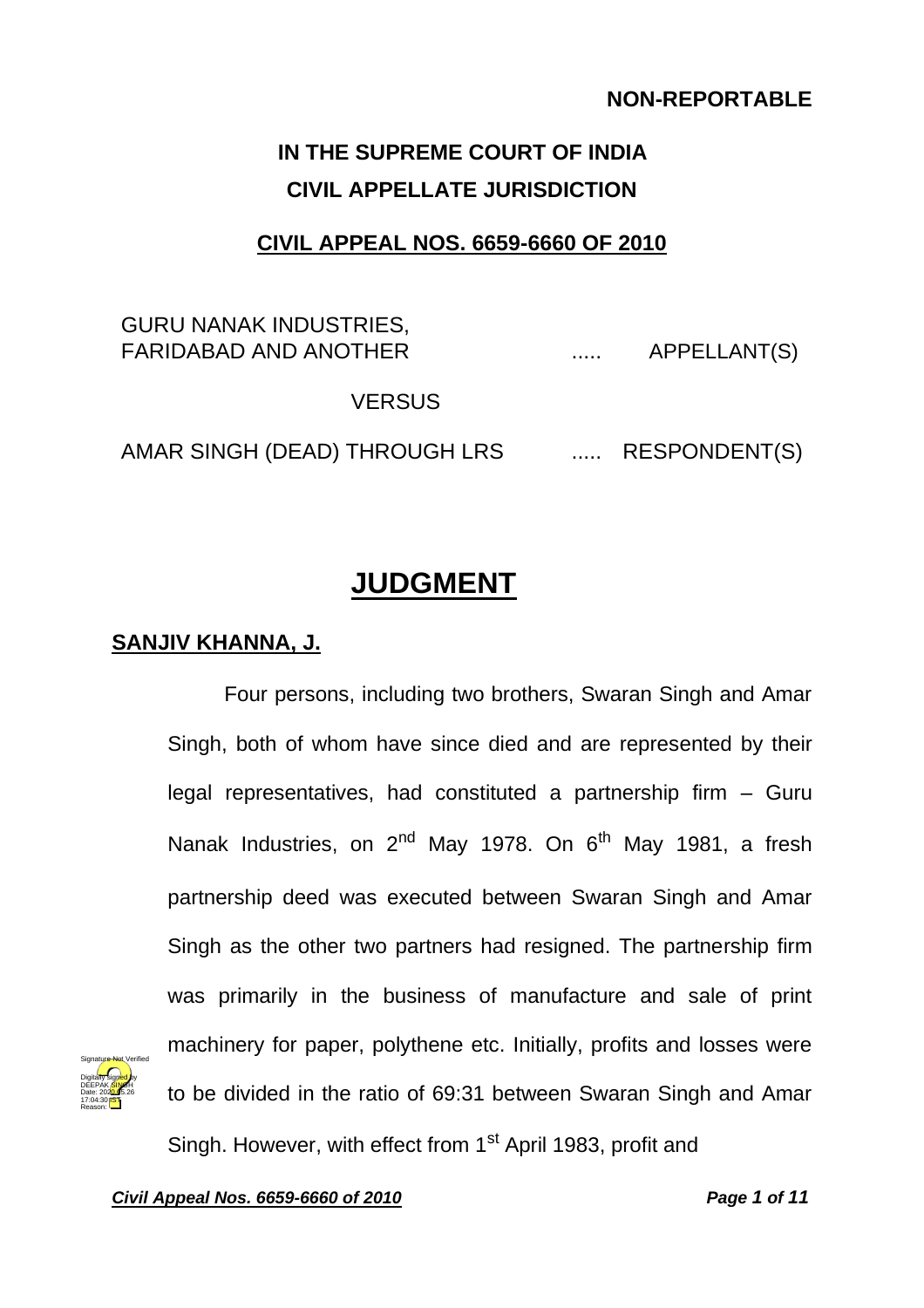**NON-REPORTABLE**

# IN THE SUPREME COURT OF INDIA
## CIVIL APPELLATE JURISDICTION

**CIVIL APPEAL NOS. 6659-6660 OF 2010**

GURU NANAK INDUSTRIES, FARIDABAD AND ANOTHER ..... APPELLANT(S)

VERSUS

AMAR SINGH (DEAD) THROUGH LRS ..... RESPONDENT(S)

# JUDGMENT

**SANJIV KHANNA, J.**

Four persons, including two brothers, Swaran Singh and Amar Singh, both of whom have since died and are represented by their legal representatives, had constituted a partnership firm – Guru Nanak Industries, on 2nd May 1978. On 6th May 1981, a fresh partnership deed was executed between Swaran Singh and Amar Singh as the other two partners had resigned. The partnership firm was primarily in the business of manufacture and sale of print machinery for paper, polythene etc. Initially, profits and losses were to be divided in the ratio of 69:31 between Swaran Singh and Amar Singh. However, with effect from 1st April 1983, profit and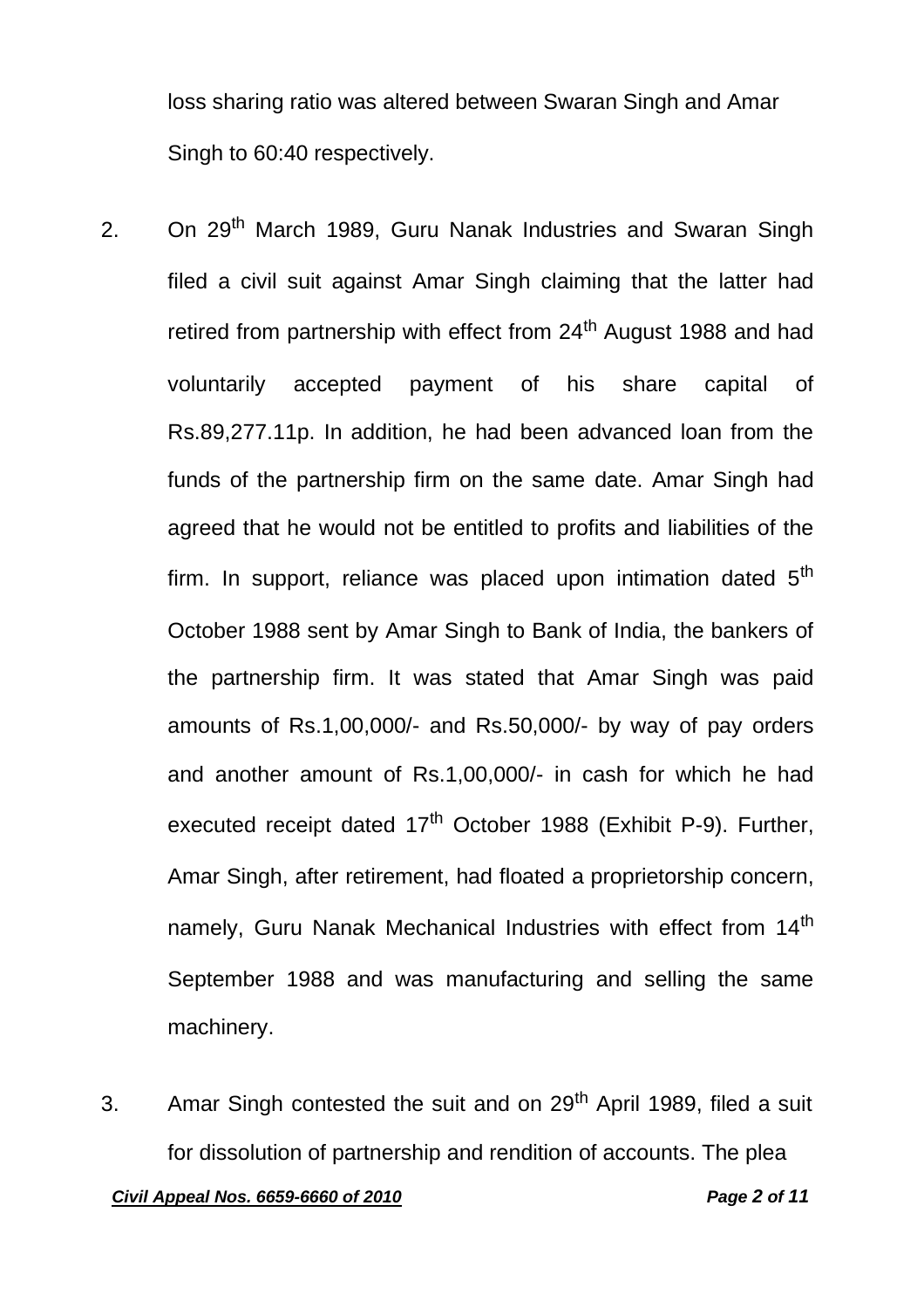loss sharing ratio was altered between Swaran Singh and Amar Singh to 60:40 respectively.

2. On 29th March 1989, Guru Nanak Industries and Swaran Singh filed a civil suit against Amar Singh claiming that the latter had retired from partnership with effect from 24th August 1988 and had voluntarily accepted payment of his share capital of Rs.89,277.11p. In addition, he had been advanced loan from the funds of the partnership firm on the same date. Amar Singh had agreed that he would not be entitled to profits and liabilities of the firm. In support, reliance was placed upon intimation dated 5th October 1988 sent by Amar Singh to Bank of India, the bankers of the partnership firm. It was stated that Amar Singh was paid amounts of Rs.1,00,000/- and Rs.50,000/- by way of pay orders and another amount of Rs.1,00,000/- in cash for which he had executed receipt dated 17th October 1988 (Exhibit P-9). Further, Amar Singh, after retirement, had floated a proprietorship concern, namely, Guru Nanak Mechanical Industries with effect from 14th September 1988 and was manufacturing and selling the same machinery.

3. Amar Singh contested the suit and on 29th April 1989, filed a suit for dissolution of partnership and rendition of accounts. The plea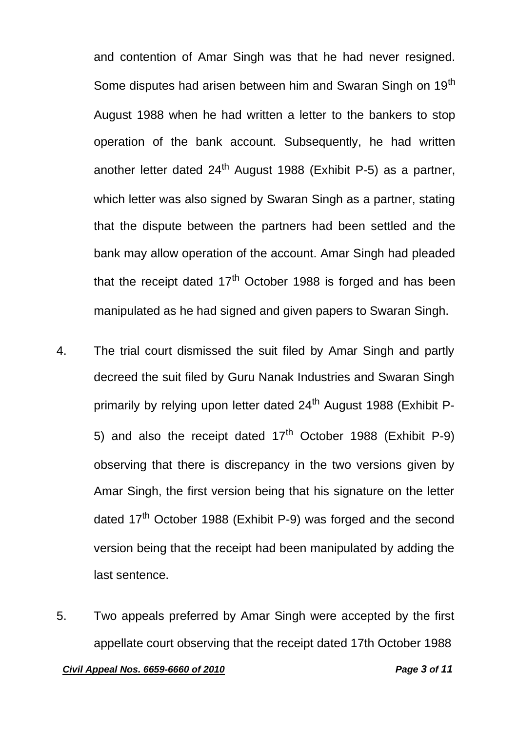and contention of Amar Singh was that he had never resigned. Some disputes had arisen between him and Swaran Singh on 19th August 1988 when he had written a letter to the bankers to stop operation of the bank account. Subsequently, he had written another letter dated 24th August 1988 (Exhibit P-5) as a partner, which letter was also signed by Swaran Singh as a partner, stating that the dispute between the partners had been settled and the bank may allow operation of the account. Amar Singh had pleaded that the receipt dated 17th October 1988 is forged and has been manipulated as he had signed and given papers to Swaran Singh.

4. The trial court dismissed the suit filed by Amar Singh and partly decreed the suit filed by Guru Nanak Industries and Swaran Singh primarily by relying upon letter dated 24th August 1988 (Exhibit P-5) and also the receipt dated 17th October 1988 (Exhibit P-9) observing that there is discrepancy in the two versions given by Amar Singh, the first version being that his signature on the letter dated 17th October 1988 (Exhibit P-9) was forged and the second version being that the receipt had been manipulated by adding the last sentence.

5. Two appeals preferred by Amar Singh were accepted by the first appellate court observing that the receipt dated 17th October 1988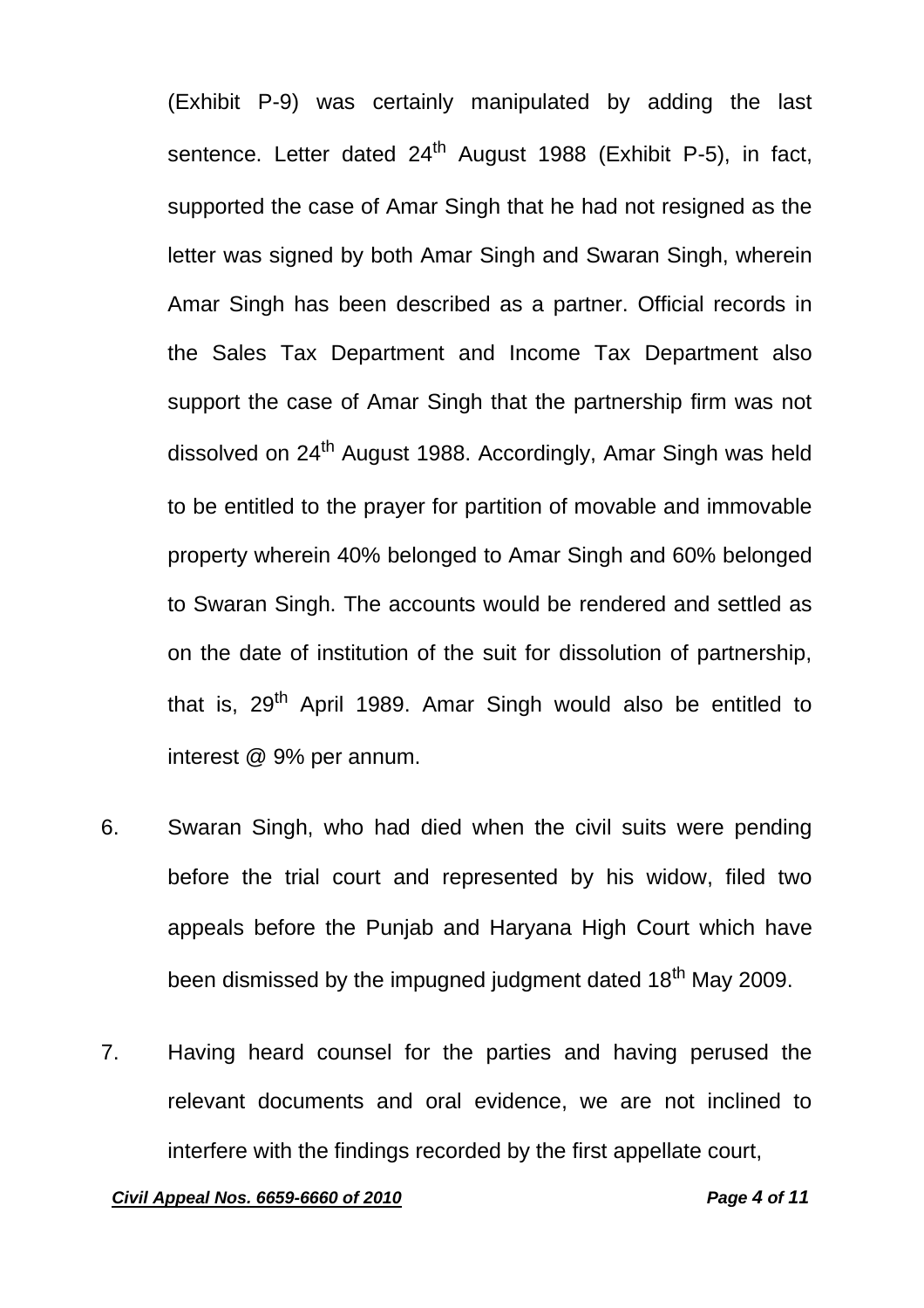(Exhibit P-9) was certainly manipulated by adding the last sentence. Letter dated 24th August 1988 (Exhibit P-5), in fact, supported the case of Amar Singh that he had not resigned as the letter was signed by both Amar Singh and Swaran Singh, wherein Amar Singh has been described as a partner. Official records in the Sales Tax Department and Income Tax Department also support the case of Amar Singh that the partnership firm was not dissolved on 24th August 1988. Accordingly, Amar Singh was held to be entitled to the prayer for partition of movable and immovable property wherein 40% belonged to Amar Singh and 60% belonged to Swaran Singh. The accounts would be rendered and settled as on the date of institution of the suit for dissolution of partnership, that is, 29th April 1989. Amar Singh would also be entitled to interest @ 9% per annum.

6. Swaran Singh, who had died when the civil suits were pending before the trial court and represented by his widow, filed two appeals before the Punjab and Haryana High Court which have been dismissed by the impugned judgment dated 18th May 2009.

7. Having heard counsel for the parties and having perused the relevant documents and oral evidence, we are not inclined to interfere with the findings recorded by the first appellate court,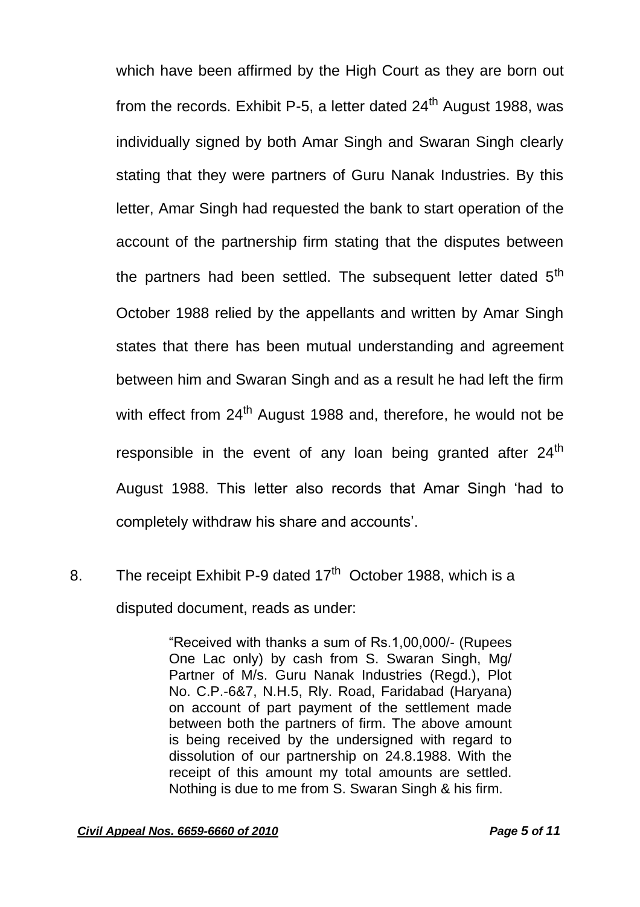which have been affirmed by the High Court as they are born out from the records. Exhibit P-5, a letter dated 24$^{th}$ August 1988, was individually signed by both Amar Singh and Swaran Singh clearly stating that they were partners of Guru Nanak Industries. By this letter, Amar Singh had requested the bank to start operation of the account of the partnership firm stating that the disputes between the partners had been settled. The subsequent letter dated 5$^{th}$ October 1988 relied by the appellants and written by Amar Singh states that there has been mutual understanding and agreement between him and Swaran Singh and as a result he had left the firm with effect from 24$^{th}$ August 1988 and, therefore, he would not be responsible in the event of any loan being granted after 24$^{th}$ August 1988. This letter also records that Amar Singh 'had to completely withdraw his share and accounts'.

8. The receipt Exhibit P-9 dated 17$^{th}$ October 1988, which is a disputed document, reads as under:

> "Received with thanks a sum of Rs.1,00,000/- (Rupees One Lac only) by cash from S. Swaran Singh, Mg/ Partner of M/s. Guru Nanak Industries (Regd.), Plot No. C.P.-6&7, N.H.5, Rly. Road, Faridabad (Haryana) on account of part payment of the settlement made between both the partners of firm. The above amount is being received by the undersigned with regard to dissolution of our partnership on 24.8.1988. With the receipt of this amount my total amounts are settled. Nothing is due to me from S. Swaran Singh & his firm.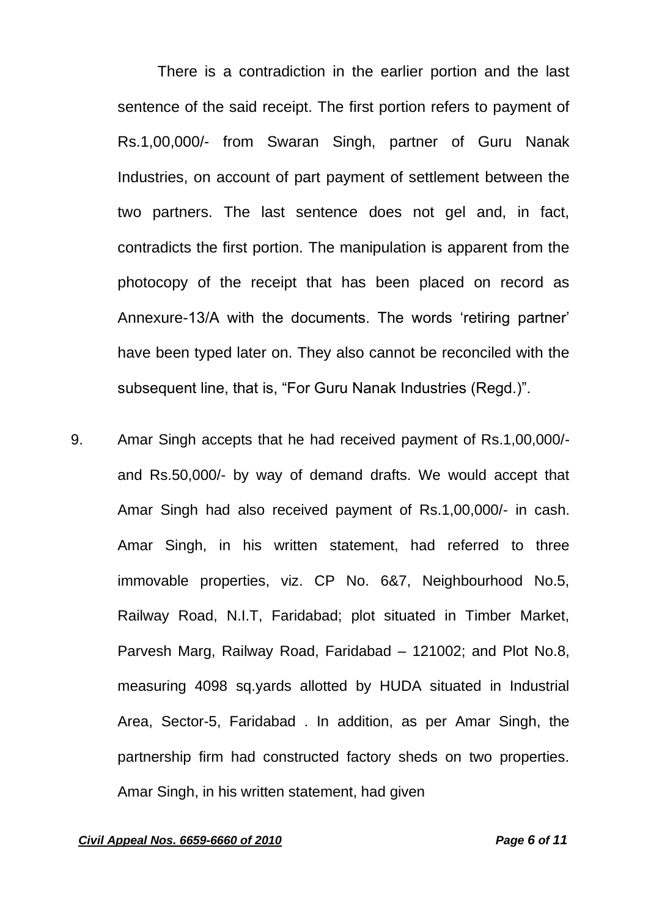There is a contradiction in the earlier portion and the last sentence of the said receipt. The first portion refers to payment of Rs.1,00,000/- from Swaran Singh, partner of Guru Nanak Industries, on account of part payment of settlement between the two partners. The last sentence does not gel and, in fact, contradicts the first portion. The manipulation is apparent from the photocopy of the receipt that has been placed on record as Annexure-13/A with the documents. The words 'retiring partner' have been typed later on. They also cannot be reconciled with the subsequent line, that is, "For Guru Nanak Industries (Regd.)".

9. Amar Singh accepts that he had received payment of Rs.1,00,000/- and Rs.50,000/- by way of demand drafts. We would accept that Amar Singh had also received payment of Rs.1,00,000/- in cash. Amar Singh, in his written statement, had referred to three immovable properties, viz. CP No. 6&7, Neighbourhood No.5, Railway Road, N.I.T, Faridabad; plot situated in Timber Market, Parvesh Marg, Railway Road, Faridabad – 121002; and Plot No.8, measuring 4098 sq.yards allotted by HUDA situated in Industrial Area, Sector-5, Faridabad . In addition, as per Amar Singh, the partnership firm had constructed factory sheds on two properties. Amar Singh, in his written statement, had given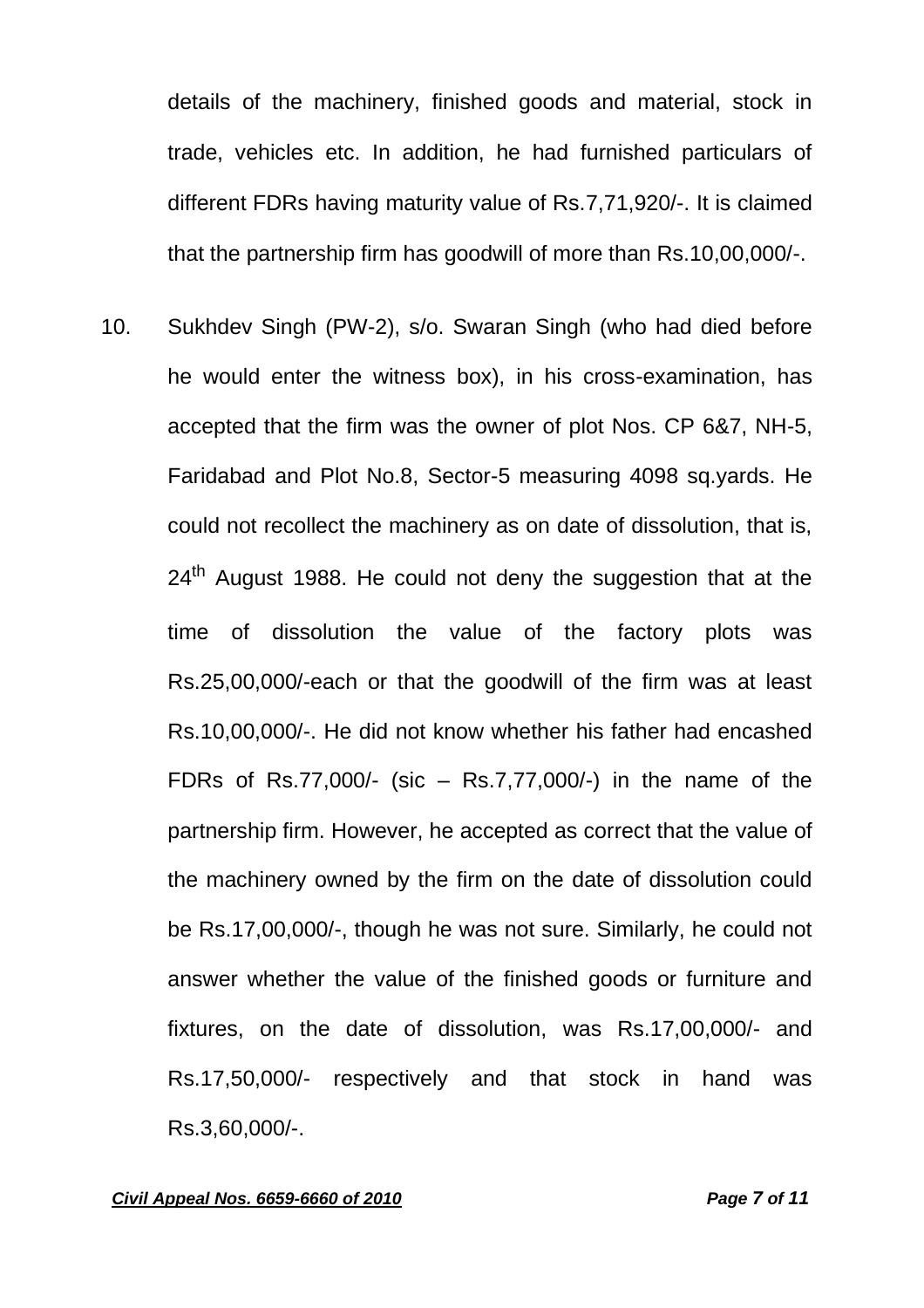details of the machinery, finished goods and material, stock in trade, vehicles etc. In addition, he had furnished particulars of different FDRs having maturity value of Rs.7,71,920/-. It is claimed that the partnership firm has goodwill of more than Rs.10,00,000/-.

10. Sukhdev Singh (PW-2), s/o. Swaran Singh (who had died before he would enter the witness box), in his cross-examination, has accepted that the firm was the owner of plot Nos. CP 6&7, NH-5, Faridabad and Plot No.8, Sector-5 measuring 4098 sq.yards. He could not recollect the machinery as on date of dissolution, that is, 24th August 1988. He could not deny the suggestion that at the time of dissolution the value of the factory plots was Rs.25,00,000/-each or that the goodwill of the firm was at least Rs.10,00,000/-. He did not know whether his father had encashed FDRs of Rs.77,000/- (sic – Rs.7,77,000/-) in the name of the partnership firm. However, he accepted as correct that the value of the machinery owned by the firm on the date of dissolution could be Rs.17,00,000/-, though he was not sure. Similarly, he could not answer whether the value of the finished goods or furniture and fixtures, on the date of dissolution, was Rs.17,00,000/- and Rs.17,50,000/- respectively and that stock in hand was Rs.3,60,000/-.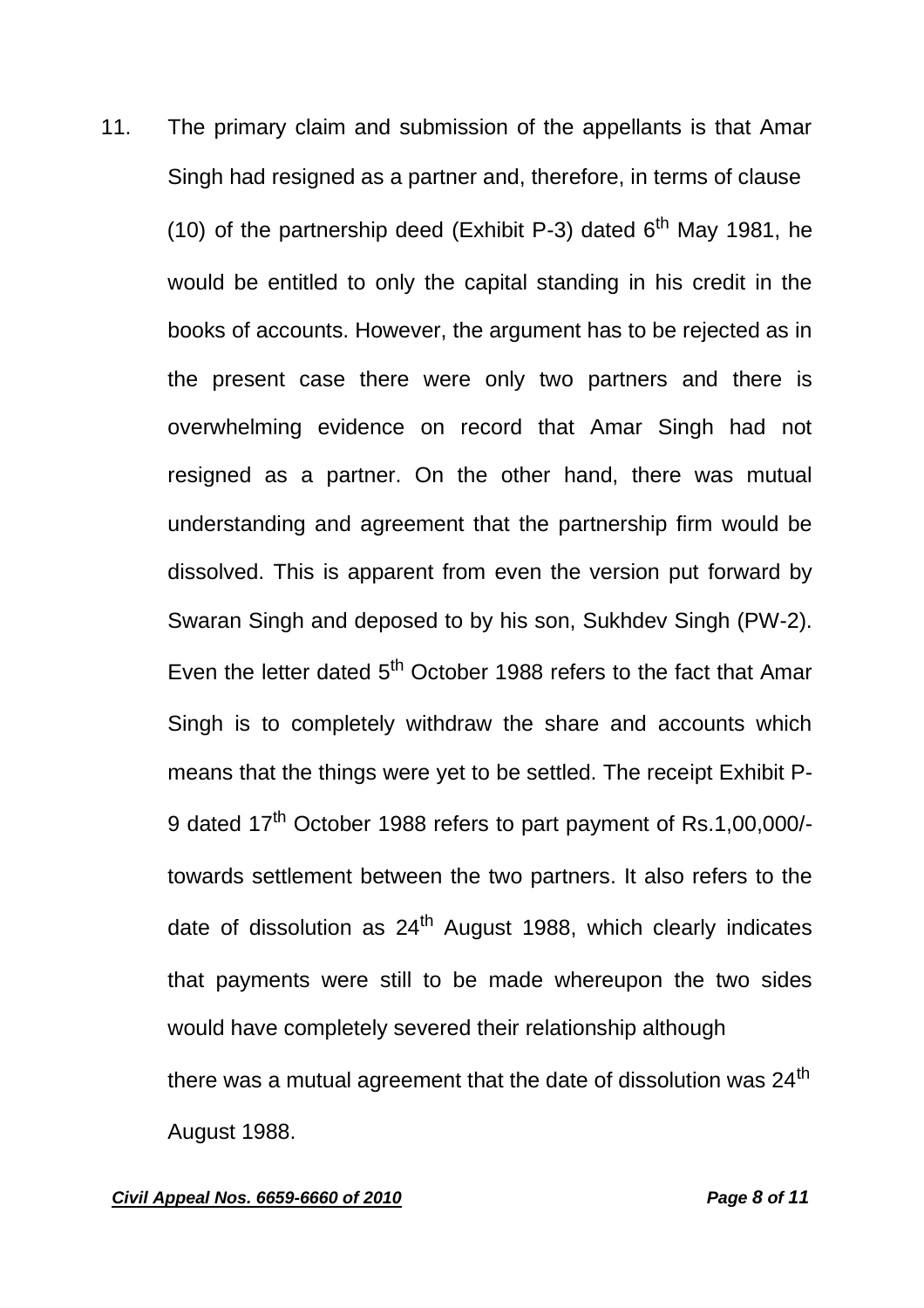11. The primary claim and submission of the appellants is that Amar Singh had resigned as a partner and, therefore, in terms of clause (10) of the partnership deed (Exhibit P-3) dated 6th May 1981, he would be entitled to only the capital standing in his credit in the books of accounts. However, the argument has to be rejected as in the present case there were only two partners and there is overwhelming evidence on record that Amar Singh had not resigned as a partner. On the other hand, there was mutual understanding and agreement that the partnership firm would be dissolved. This is apparent from even the version put forward by Swaran Singh and deposed to by his son, Sukhdev Singh (PW-2). Even the letter dated 5th October 1988 refers to the fact that Amar Singh is to completely withdraw the share and accounts which means that the things were yet to be settled. The receipt Exhibit P-9 dated 17th October 1988 refers to part payment of Rs.1,00,000/- towards settlement between the two partners. It also refers to the date of dissolution as 24th August 1988, which clearly indicates that payments were still to be made whereupon the two sides would have completely severed their relationship although there was a mutual agreement that the date of dissolution was 24th August 1988.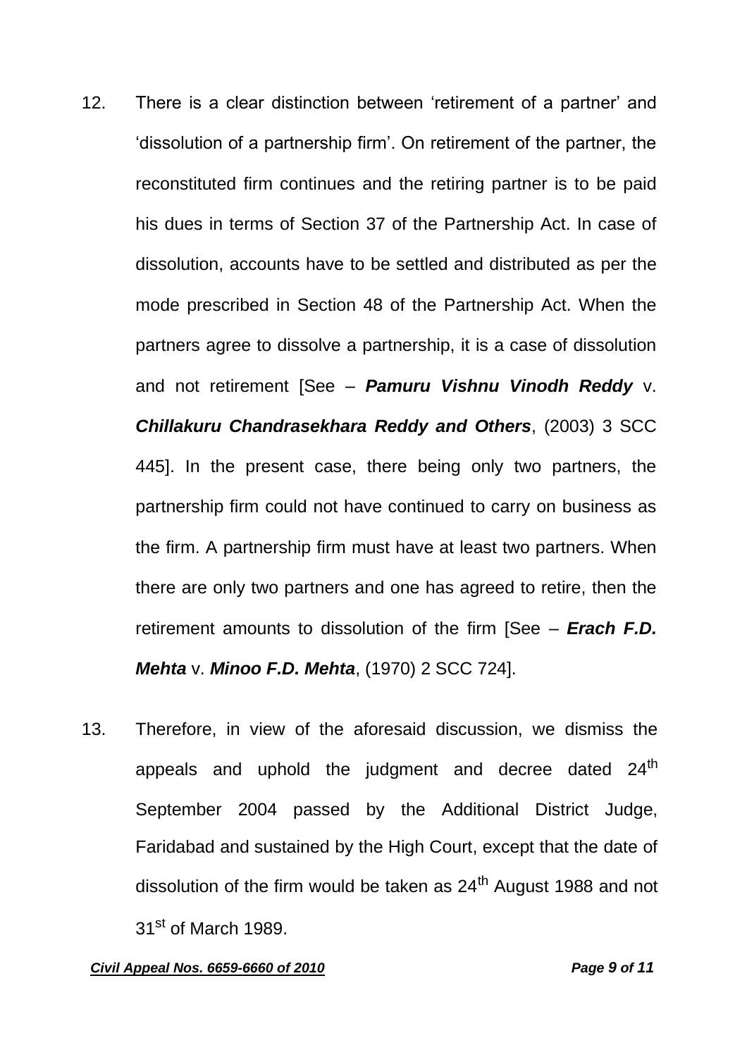12. There is a clear distinction between 'retirement of a partner' and 'dissolution of a partnership firm'. On retirement of the partner, the reconstituted firm continues and the retiring partner is to be paid his dues in terms of Section 37 of the Partnership Act. In case of dissolution, accounts have to be settled and distributed as per the mode prescribed in Section 48 of the Partnership Act. When the partners agree to dissolve a partnership, it is a case of dissolution and not retirement [See – ***Pamuru Vishnu Vinodh Reddy*** v. ***Chillakuru Chandrasekhara Reddy and Others***, (2003) 3 SCC 445]. In the present case, there being only two partners, the partnership firm could not have continued to carry on business as the firm. A partnership firm must have at least two partners. When there are only two partners and one has agreed to retire, then the retirement amounts to dissolution of the firm [See – ***Erach F.D. Mehta*** v. ***Minoo F.D. Mehta***, (1970) 2 SCC 724].

13. Therefore, in view of the aforesaid discussion, we dismiss the appeals and uphold the judgment and decree dated 24th September 2004 passed by the Additional District Judge, Faridabad and sustained by the High Court, except that the date of dissolution of the firm would be taken as 24th August 1988 and not 31st of March 1989.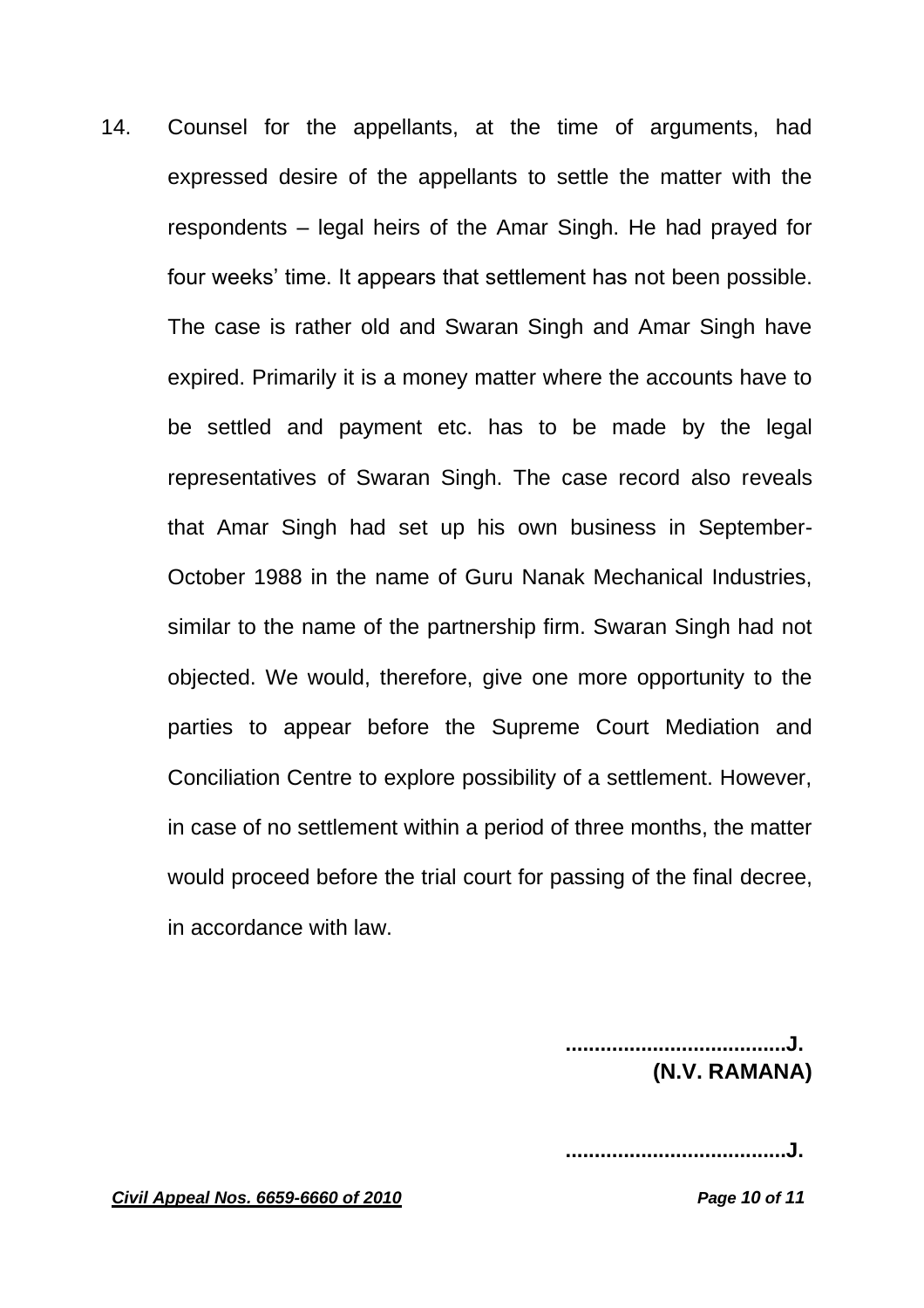14. Counsel for the appellants, at the time of arguments, had expressed desire of the appellants to settle the matter with the respondents – legal heirs of the Amar Singh. He had prayed for four weeks' time. It appears that settlement has not been possible. The case is rather old and Swaran Singh and Amar Singh have expired. Primarily it is a money matter where the accounts have to be settled and payment etc. has to be made by the legal representatives of Swaran Singh. The case record also reveals that Amar Singh had set up his own business in September-October 1988 in the name of Guru Nanak Mechanical Industries, similar to the name of the partnership firm. Swaran Singh had not objected. We would, therefore, give one more opportunity to the parties to appear before the Supreme Court Mediation and Conciliation Centre to explore possibility of a settlement. However, in case of no settlement within a period of three months, the matter would proceed before the trial court for passing of the final decree, in accordance with law.

**......................................J.**
**(N.V. RAMANA)**

**......................................J.**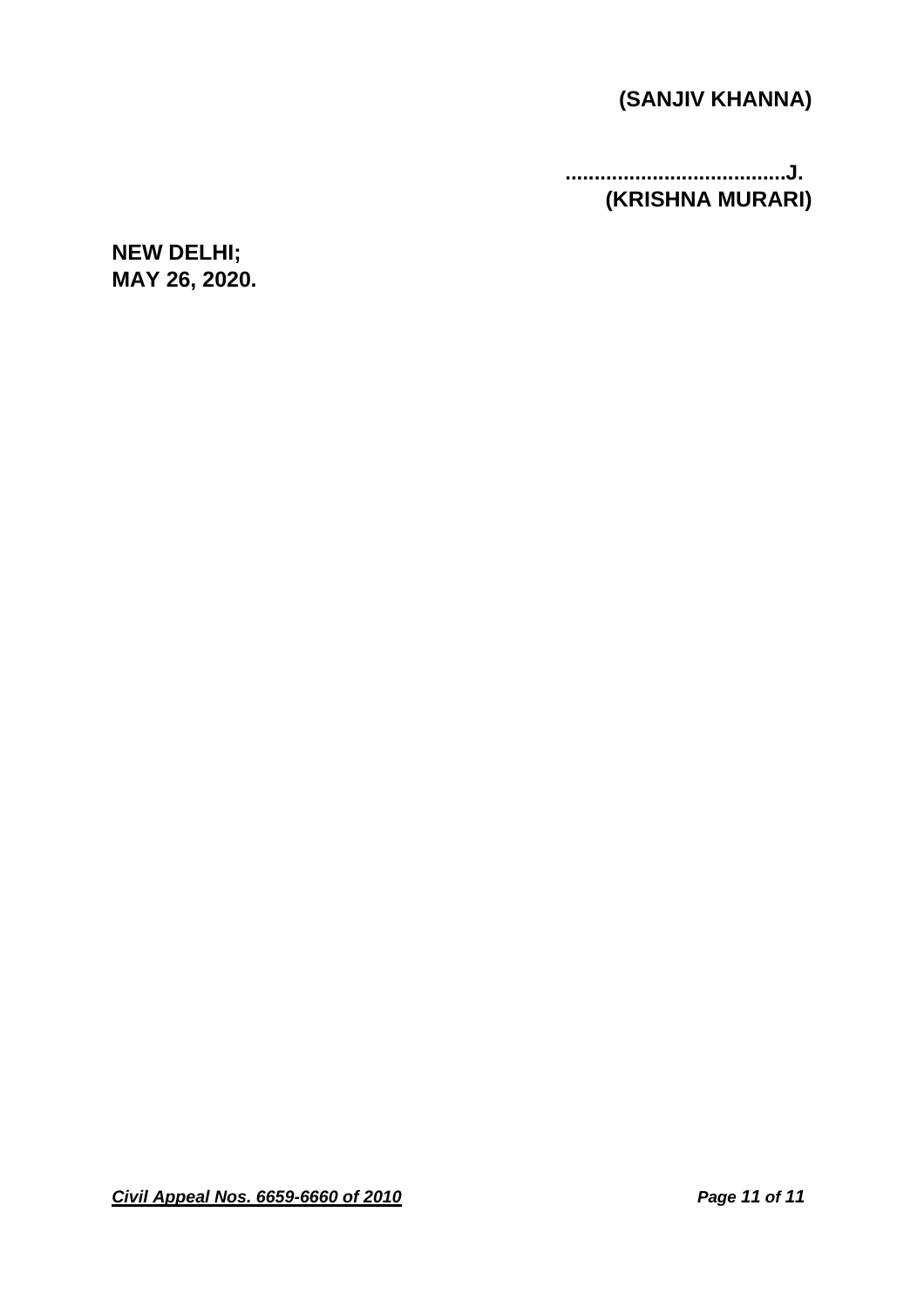**(SANJIV KHANNA)**

**......................................J.**
**(KRISHNA MURARI)**

**NEW DELHI;**
**MAY 26, 2020.**